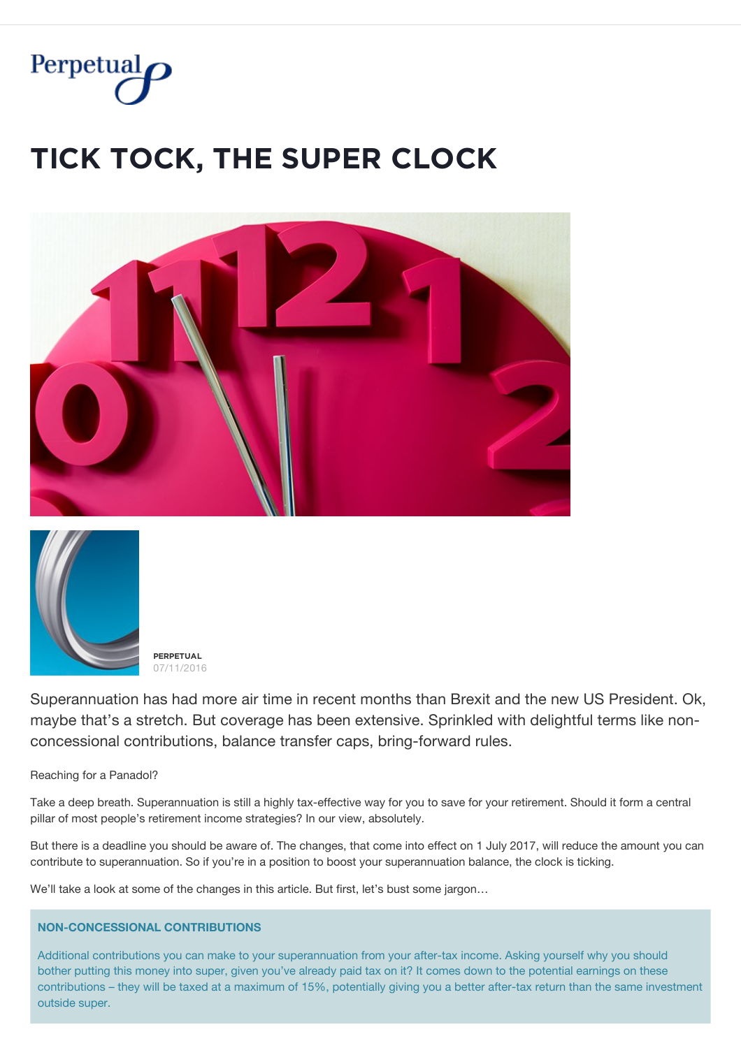# TICK TOCK, THE SUPER CLOCK

PERPETUAL
07/11/2016

Superannuation has had more air time in recent months than Brexit and the new US President. Ok, maybe that's a stretch. But coverage has been extensive. Sprinkled with delightful terms like non-concessional contributions, balance transfer caps, bring-forward rules.

Reaching for a Panadol?

Take a deep breath. Superannuation is still a highly tax-effective way for you to save for your retirement. Should it form a central pillar of most people's retirement income strategies? In our view, absolutely.

But there is a deadline you should be aware of. The changes, that come into effect on 1 July 2017, will reduce the amount you can contribute to superannuation. So if you're in a position to boost your superannuation balance, the clock is ticking.

We'll take a look at some of the changes in this article. But first, let's bust some jargon…

**NON-CONCESSIONAL CONTRIBUTIONS**

Additional contributions you can make to your superannuation from your after-tax income. Asking yourself why you should bother putting this money into super, given you've already paid tax on it? It comes down to the potential earnings on these contributions – they will be taxed at a maximum of 15%, potentially giving you a better after-tax return than the same investment outside super.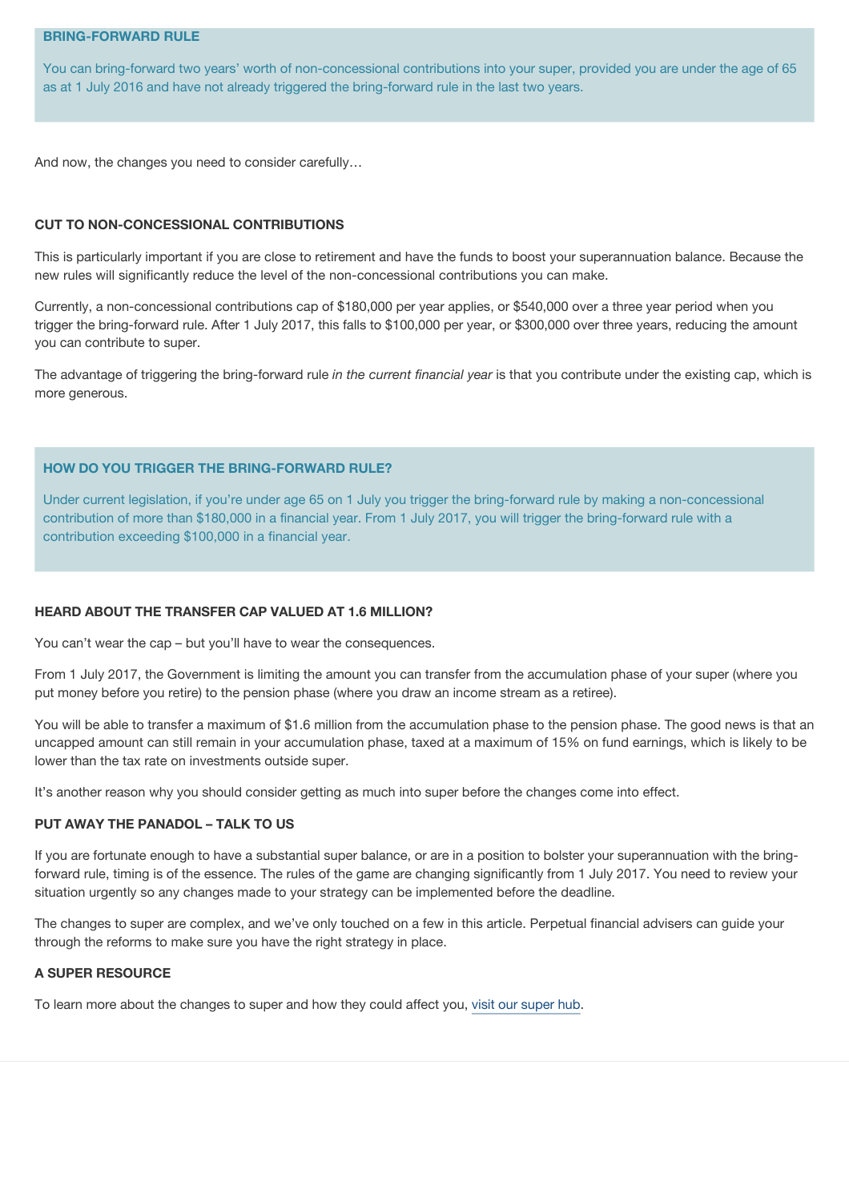**BRING-FORWARD RULE**

You can bring-forward two years' worth of non-concessional contributions into your super, provided you are under the age of 65 as at 1 July 2016 and have not already triggered the bring-forward rule in the last two years.

And now, the changes you need to consider carefully…

**CUT TO NON-CONCESSIONAL CONTRIBUTIONS**

This is particularly important if you are close to retirement and have the funds to boost your superannuation balance. Because the new rules will significantly reduce the level of the non-concessional contributions you can make.

Currently, a non-concessional contributions cap of $180,000 per year applies, or $540,000 over a three year period when you trigger the bring-forward rule. After 1 July 2017, this falls to $100,000 per year, or $300,000 over three years, reducing the amount you can contribute to super.

The advantage of triggering the bring-forward rule *in the current financial year* is that you contribute under the existing cap, which is more generous.

**HOW DO YOU TRIGGER THE BRING-FORWARD RULE?**

Under current legislation, if you're under age 65 on 1 July you trigger the bring-forward rule by making a non-concessional contribution of more than $180,000 in a financial year. From 1 July 2017, you will trigger the bring-forward rule with a contribution exceeding $100,000 in a financial year.

**HEARD ABOUT THE TRANSFER CAP VALUED AT 1.6 MILLION?**

You can't wear the cap – but you'll have to wear the consequences.

From 1 July 2017, the Government is limiting the amount you can transfer from the accumulation phase of your super (where you put money before you retire) to the pension phase (where you draw an income stream as a retiree).

You will be able to transfer a maximum of $1.6 million from the accumulation phase to the pension phase. The good news is that an uncapped amount can still remain in your accumulation phase, taxed at a maximum of 15% on fund earnings, which is likely to be lower than the tax rate on investments outside super.

It's another reason why you should consider getting as much into super before the changes come into effect.

**PUT AWAY THE PANADOL – TALK TO US**

If you are fortunate enough to have a substantial super balance, or are in a position to bolster your superannuation with the bring-forward rule, timing is of the essence. The rules of the game are changing significantly from 1 July 2017. You need to review your situation urgently so any changes made to your strategy can be implemented before the deadline.

The changes to super are complex, and we've only touched on a few in this article. Perpetual financial advisers can guide your through the reforms to make sure you have the right strategy in place.

**A SUPER RESOURCE**

To learn more about the changes to super and how they could affect you, visit our super hub.